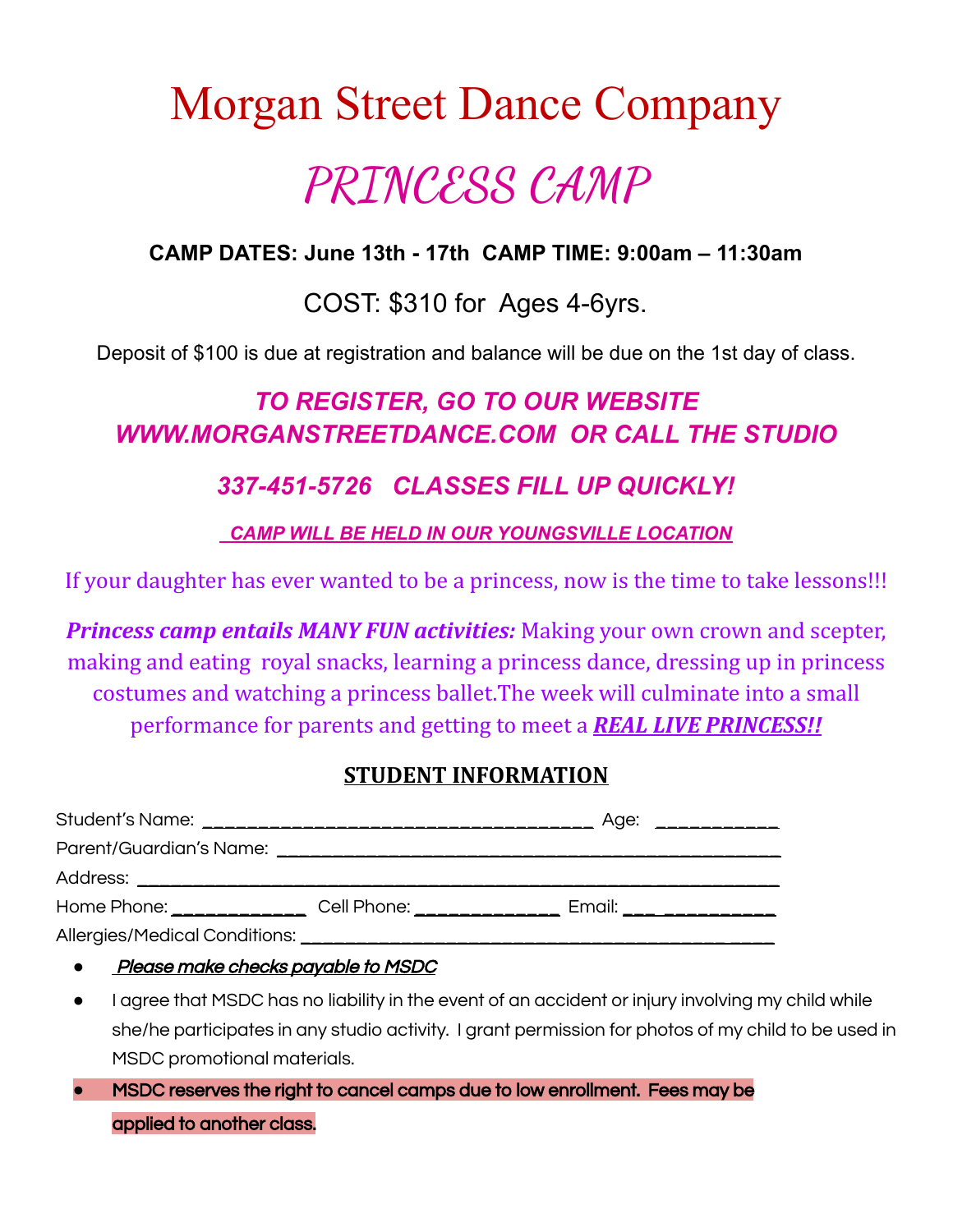# Morgan Street Dance Company

## *PRINCESS CAMP*

**CAMP DATES: June 13th - 17th  CAMP TIME: 9:00am – 11:30am**

COST: $310 for  Ages 4-6yrs.

Deposit of $100 is due at registration and balance will be due on the 1st day of class.

***TO REGISTER, GO TO OUR WEBSITE WWW.MORGANSTREETDANCE.COM  OR CALL THE STUDIO***

***337-451-5726   CLASSES FILL UP QUICKLY!***

***CAMP WILL BE HELD IN OUR YOUNGSVILLE LOCATION***

If your daughter has ever wanted to be a princess, now is the time to take lessons!!!

***Princess camp entails MANY FUN activities:*** Making your own crown and scepter, making and eating  royal snacks, learning a princess dance, dressing up in princess costumes and watching a princess ballet.The week will culminate into a small performance for parents and getting to meet a ***REAL LIVE PRINCESS!!***

### STUDENT INFORMATION

Student's Name: ____________________________________ Age: ___________

Parent/Guardian's Name: ______________________________________________

Address: _________________________________________________________

Home Phone: ____________ Cell Phone: _____________ Email: ___ __________

Allergies/Medical Conditions: __________________________________________

- ***Please make checks payable to MSDC***
- I agree that MSDC has no liability in the event of an accident or injury involving my child while she/he participates in any studio activity.  I grant permission for photos of my child to be used in MSDC promotional materials.
- **MSDC reserves the right to cancel camps due to low enrollment.  Fees may be applied to another class.**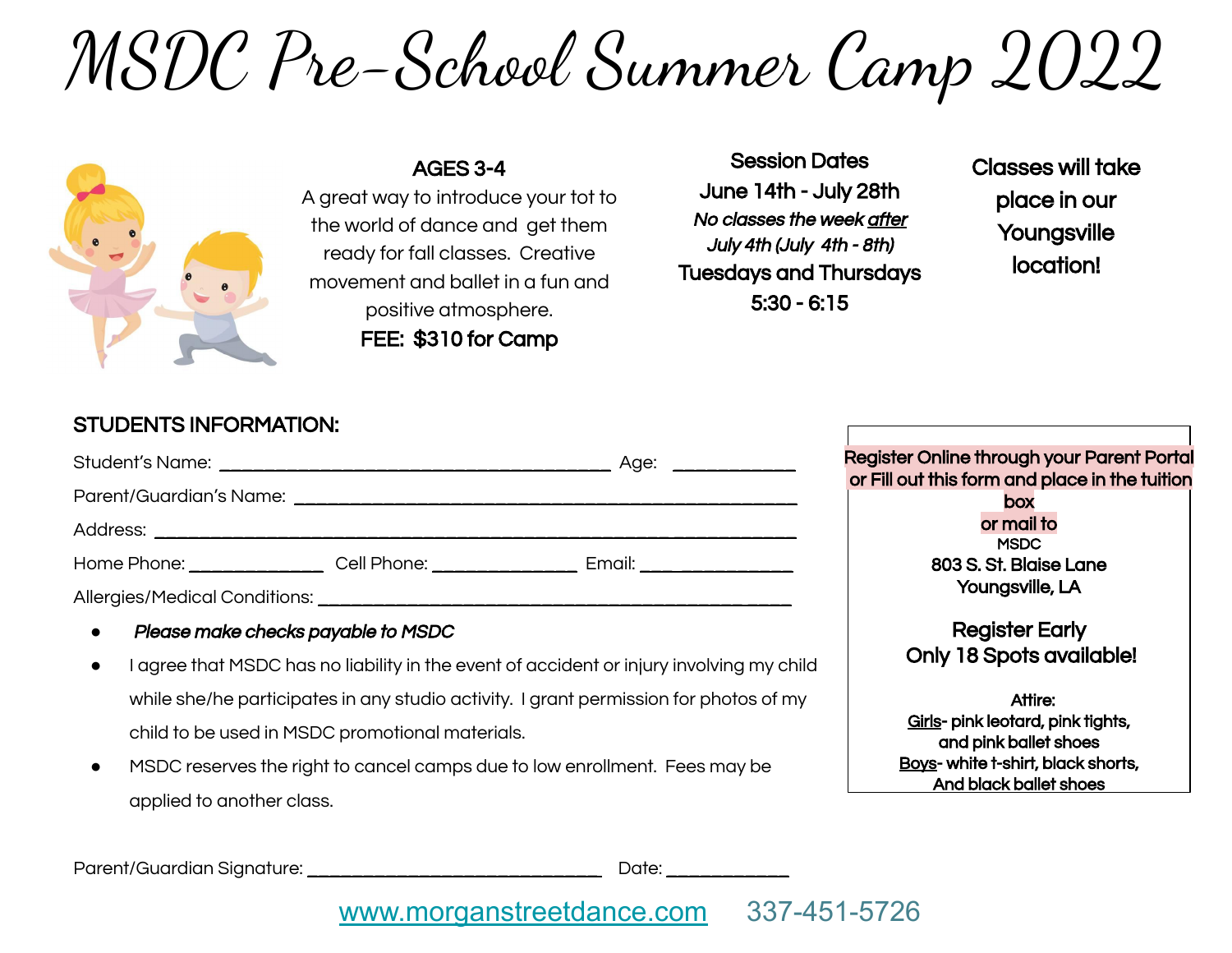# MSDC Pre-School Summer Camp 2022

**AGES 3-4**

A great way to introduce your tot to the world of dance and get them ready for fall classes. Creative movement and ballet in a fun and positive atmosphere.

**FEE: $310 for Camp**

**Session Dates**

**June 14th - July 28th**

***No classes the week after July 4th (July 4th - 8th)***

**Tuesdays and Thursdays**

**5:30 - 6:15**

**Classes will take place in our Youngsville location!**

## STUDENTS INFORMATION:

Student's Name: ______________________ Age: ________

Parent/Guardian's Name: ______________________

Address: ______________________

Home Phone: __________ Cell Phone: __________ Email: __________

Allergies/Medical Conditions: ______________________

- ***Please make checks payable to MSDC***
- I agree that MSDC has no liability in the event of accident or injury involving my child while she/he participates in any studio activity. I grant permission for photos of my child to be used in MSDC promotional materials.
- MSDC reserves the right to cancel camps due to low enrollment. Fees may be applied to another class.

Parent/Guardian Signature: ______________________ Date: ________

**Register Online through your Parent Portal or Fill out this form and place in the tuition box or mail to**

MSDC

**803 S. St. Blaise Lane**

**Youngsville, LA**

**Register Early**

**Only 18 Spots available!**

**Attire:**

**Girls- pink leotard, pink tights, and pink ballet shoes**

**Boys- white t-shirt, black shorts, And black ballet shoes**

www.morganstreetdance.com 337-451-5726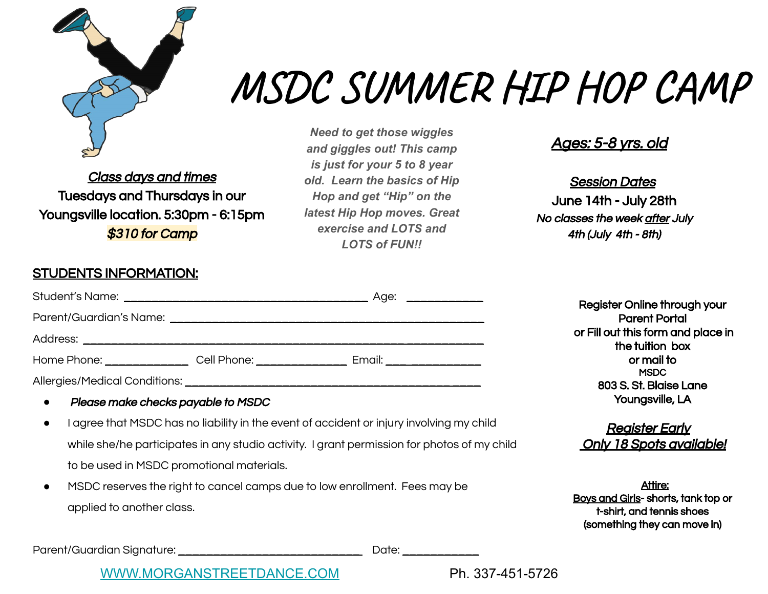# MSDC SUMMER HIP HOP CAMP

***Class days and times***

**Tuesdays and Thursdays in our Youngsville location. 5:30pm - 6:15pm**

***$310 for Camp***

***Need to get those wiggles and giggles out! This camp is just for your 5 to 8 year old. Learn the basics of Hip Hop and get "Hip" on the latest Hip Hop moves. Great exercise and LOTS and LOTS of FUN!!***

***Ages: 5-8 yrs. old***

***Session Dates***

**June 14th - July 28th**

*No classes the week after July 4th (July 4th - 8th)*

## STUDENTS INFORMATION:

Student's Name: ________________________________ Age: __________

Parent/Guardian's Name: ________________________________________

Address: ____________________________________________________

Home Phone: ____________ Cell Phone: _____________ Email: ____________

Allergies/Medical Conditions: ______________________________________

- ***Please make checks payable to MSDC***
- I agree that MSDC has no liability in the event of accident or injury involving my child while she/he participates in any studio activity. I grant permission for photos of my child to be used in MSDC promotional materials.
- MSDC reserves the right to cancel camps due to low enrollment. Fees may be applied to another class.

Register Online through your Parent Portal
or Fill out this form and place in the tuition box
or mail to
MSDC
803 S. St. Blaise Lane
Youngsville, LA

***Register Early***
***Only 18 Spots available!***

**Attire:**
**Boys and Girls**- shorts, tank top or t-shirt, and tennis shoes (something they can move in)

Parent/Guardian Signature: __________________________ Date: __________

WWW.MORGANSTREETDANCE.COM Ph. 337-451-5726